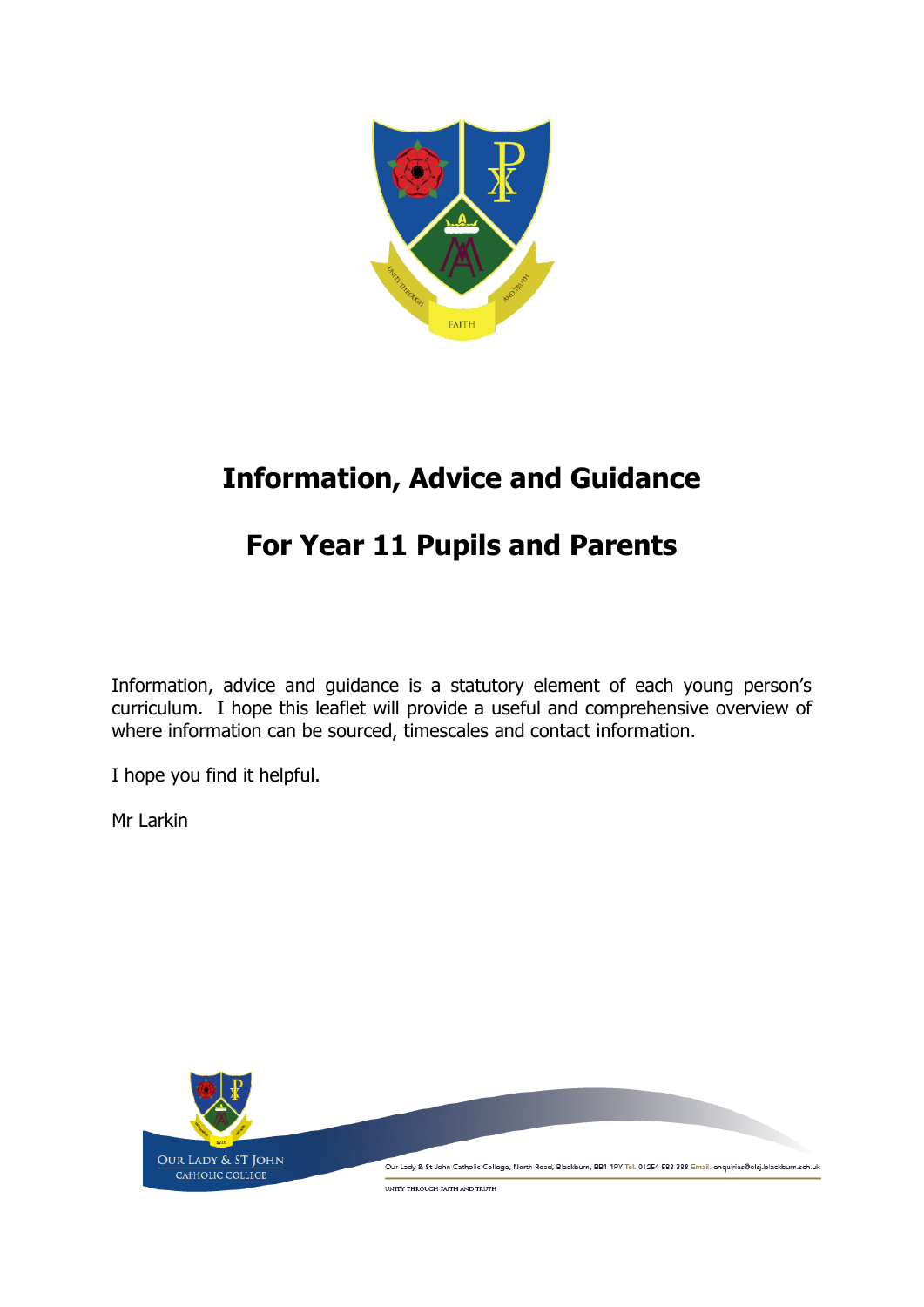# Information, Advice and Guidance

# For Year 11 Pupils and Parents

Information, advice and guidance is a statutory element of each young person's curriculum. I hope this leaflet will provide a useful and comprehensive overview of where information can be sourced, timescales and contact information.

I hope you find it helpful.

Mr Larkin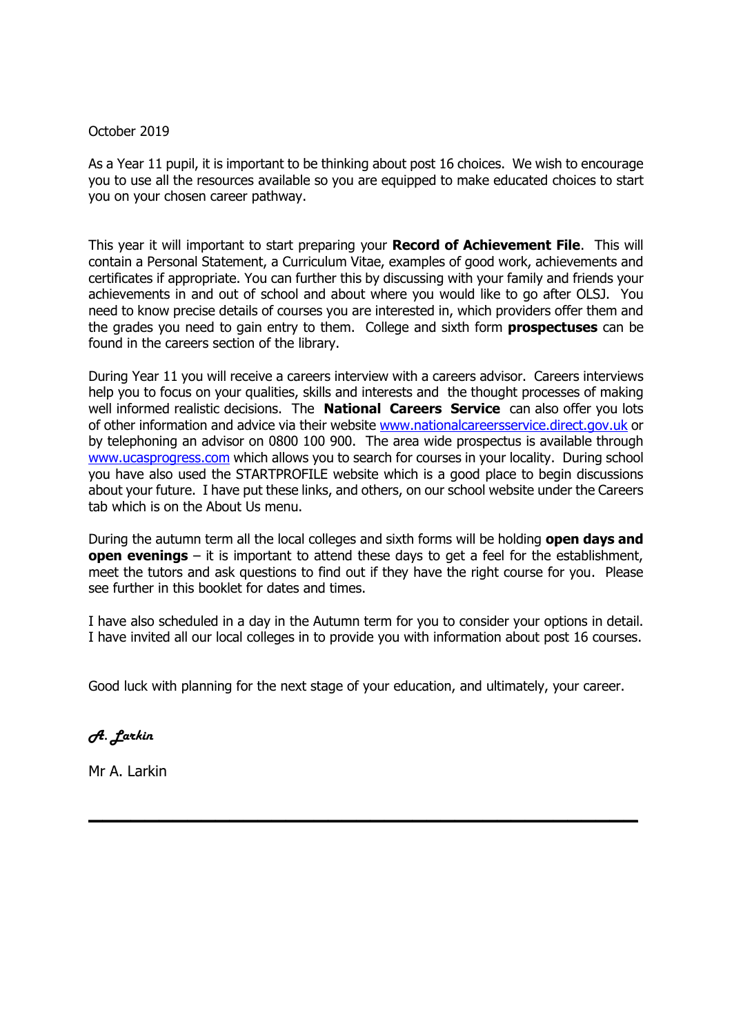October 2019

As a Year 11 pupil, it is important to be thinking about post 16 choices. We wish to encourage you to use all the resources available so you are equipped to make educated choices to start you on your chosen career pathway.

This year it will important to start preparing your **Record of Achievement File**. This will contain a Personal Statement, a Curriculum Vitae, examples of good work, achievements and certificates if appropriate. You can further this by discussing with your family and friends your achievements in and out of school and about where you would like to go after OLSJ. You need to know precise details of courses you are interested in, which providers offer them and the grades you need to gain entry to them. College and sixth form **prospectuses** can be found in the careers section of the library.

During Year 11 you will receive a careers interview with a careers advisor. Careers interviews help you to focus on your qualities, skills and interests and the thought processes of making well informed realistic decisions. The **National Careers Service** can also offer you lots of other information and advice via their website [www.nationalcareersservice.direct.gov.uk](www.nationalcareersservice.direct.gov.uk) or by telephoning an advisor on 0800 100 900. The area wide prospectus is available through [www.ucasprogress.com](www.ucasprogress.com) which allows you to search for courses in your locality. During school you have also used the STARTPROFILE website which is a good place to begin discussions about your future. I have put these links, and others, on our school website under the Careers tab which is on the About Us menu.

During the autumn term all the local colleges and sixth forms will be holding **open days and open evenings** – it is important to attend these days to get a feel for the establishment, meet the tutors and ask questions to find out if they have the right course for you. Please see further in this booklet for dates and times.

I have also scheduled in a day in the Autumn term for you to consider your options in detail. I have invited all our local colleges in to provide you with information about post 16 courses.

Good luck with planning for the next stage of your education, and ultimately, your career.

*A. Larkin*

Mr A. Larkin

---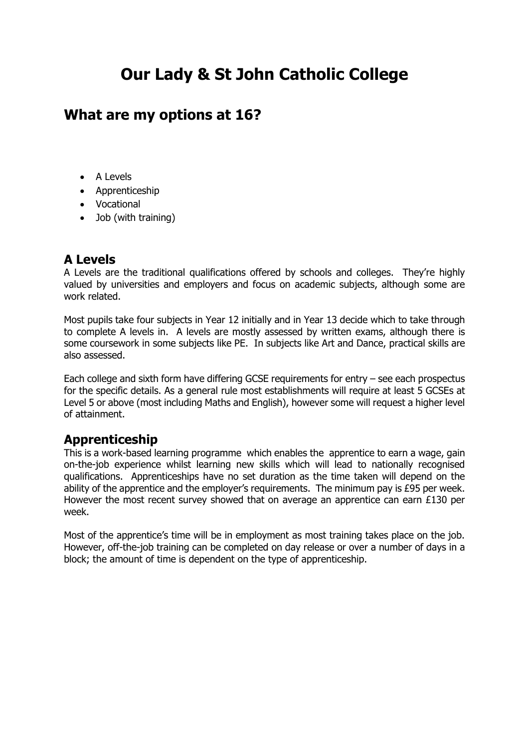# Our Lady & St John Catholic College

## What are my options at 16?

- A Levels
- Apprenticeship
- Vocational
- Job (with training)

## A Levels

A Levels are the traditional qualifications offered by schools and colleges. They're highly valued by universities and employers and focus on academic subjects, although some are work related.

Most pupils take four subjects in Year 12 initially and in Year 13 decide which to take through to complete A levels in. A levels are mostly assessed by written exams, although there is some coursework in some subjects like PE. In subjects like Art and Dance, practical skills are also assessed.

Each college and sixth form have differing GCSE requirements for entry – see each prospectus for the specific details. As a general rule most establishments will require at least 5 GCSEs at Level 5 or above (most including Maths and English), however some will request a higher level of attainment.

## Apprenticeship

This is a work-based learning programme which enables the apprentice to earn a wage, gain on-the-job experience whilst learning new skills which will lead to nationally recognised qualifications. Apprenticeships have no set duration as the time taken will depend on the ability of the apprentice and the employer's requirements. The minimum pay is £95 per week. However the most recent survey showed that on average an apprentice can earn £130 per week.

Most of the apprentice's time will be in employment as most training takes place on the job. However, off-the-job training can be completed on day release or over a number of days in a block; the amount of time is dependent on the type of apprenticeship.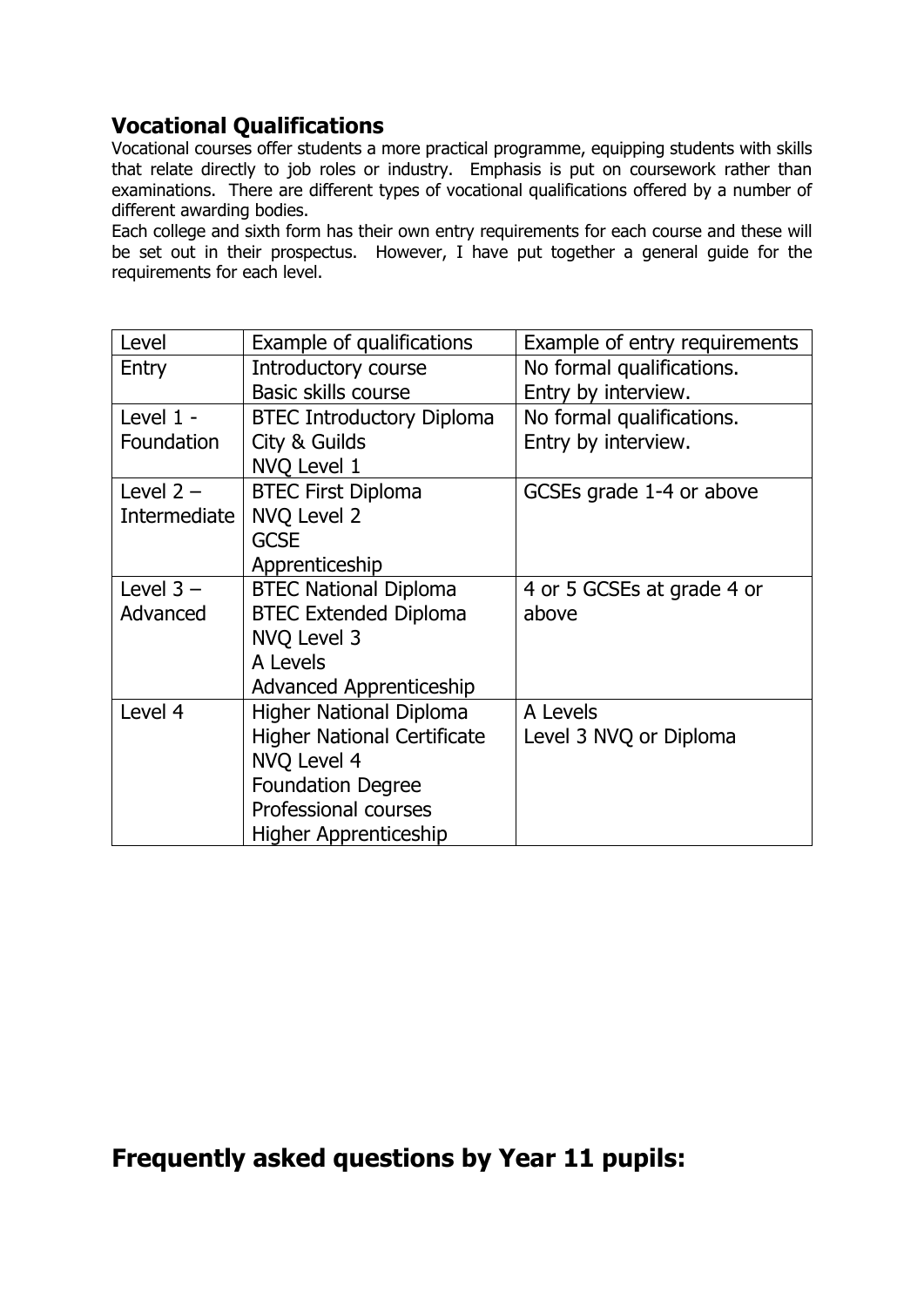## Vocational Qualifications

Vocational courses offer students a more practical programme, equipping students with skills that relate directly to job roles or industry. Emphasis is put on coursework rather than examinations. There are different types of vocational qualifications offered by a number of different awarding bodies.

Each college and sixth form has their own entry requirements for each course and these will be set out in their prospectus. However, I have put together a general guide for the requirements for each level.

| Level | Example of qualifications | Example of entry requirements |
| --- | --- | --- |
| Entry | Introductory course<br>Basic skills course | No formal qualifications.<br>Entry by interview. |
| Level 1 - Foundation | BTEC Introductory Diploma<br>City & Guilds<br>NVQ Level 1 | No formal qualifications.<br>Entry by interview. |
| Level 2 – Intermediate | BTEC First Diploma<br>NVQ Level 2<br>GCSE<br>Apprenticeship | GCSEs grade 1-4 or above |
| Level 3 – Advanced | BTEC National Diploma<br>BTEC Extended Diploma<br>NVQ Level 3<br>A Levels<br>Advanced Apprenticeship | 4 or 5 GCSEs at grade 4 or above |
| Level 4 | Higher National Diploma<br>Higher National Certificate<br>NVQ Level 4<br>Foundation Degree<br>Professional courses<br>Higher Apprenticeship | A Levels<br>Level 3 NVQ or Diploma |

## Frequently asked questions by Year 11 pupils: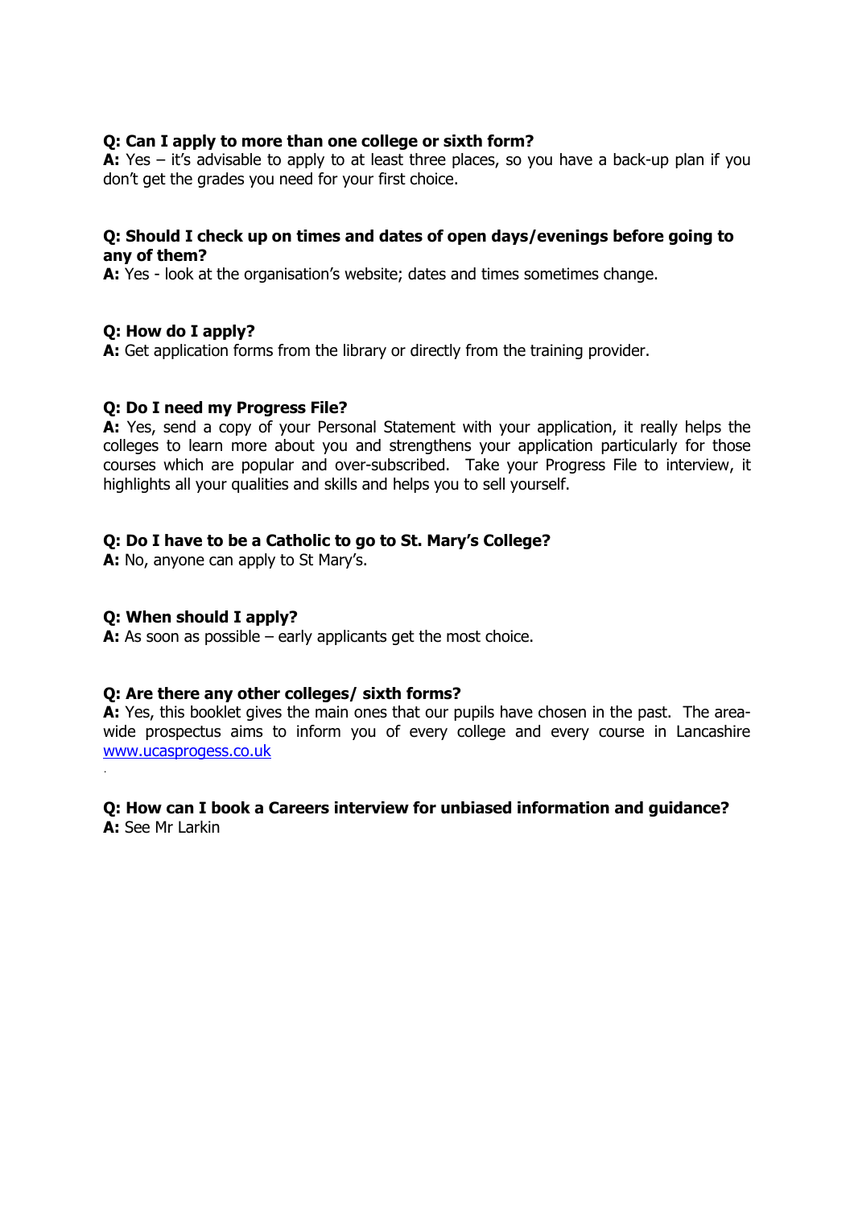**Q: Can I apply to more than one college or sixth form?**
**A:** Yes – it's advisable to apply to at least three places, so you have a back-up plan if you don't get the grades you need for your first choice.

**Q: Should I check up on times and dates of open days/evenings before going to any of them?**
**A:** Yes - look at the organisation's website; dates and times sometimes change.

**Q: How do I apply?**
**A:** Get application forms from the library or directly from the training provider.

**Q: Do I need my Progress File?**
**A:** Yes, send a copy of your Personal Statement with your application, it really helps the colleges to learn more about you and strengthens your application particularly for those courses which are popular and over-subscribed. Take your Progress File to interview, it highlights all your qualities and skills and helps you to sell yourself.

**Q: Do I have to be a Catholic to go to St. Mary's College?**
**A:** No, anyone can apply to St Mary's.

**Q: When should I apply?**
**A:** As soon as possible – early applicants get the most choice.

**Q: Are there any other colleges/ sixth forms?**
**A:** Yes, this booklet gives the main ones that our pupils have chosen in the past. The area-wide prospectus aims to inform you of every college and every course in Lancashire [www.ucasprogess.co.uk](http://www.ucasprogess.co.uk)

**Q: How can I book a Careers interview for unbiased information and guidance?**
**A:** See Mr Larkin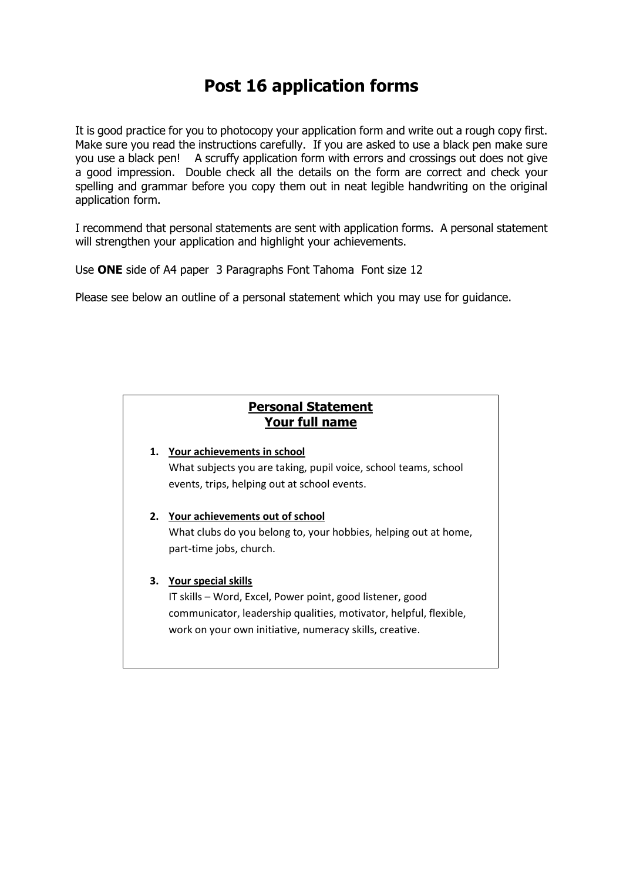# Post 16 application forms

It is good practice for you to photocopy your application form and write out a rough copy first. Make sure you read the instructions carefully. If you are asked to use a black pen make sure you use a black pen! A scruffy application form with errors and crossings out does not give a good impression. Double check all the details on the form are correct and check your spelling and grammar before you copy them out in neat legible handwriting on the original application form.

I recommend that personal statements are sent with application forms. A personal statement will strengthen your application and highlight your achievements.

Use **ONE** side of A4 paper 3 Paragraphs Font Tahoma Font size 12

Please see below an outline of a personal statement which you may use for guidance.

**Personal Statement**
**Your full name**

1. **Your achievements in school**
   What subjects you are taking, pupil voice, school teams, school events, trips, helping out at school events.

2. **Your achievements out of school**
   What clubs do you belong to, your hobbies, helping out at home, part-time jobs, church.

3. **Your special skills**
   IT skills – Word, Excel, Power point, good listener, good communicator, leadership qualities, motivator, helpful, flexible, work on your own initiative, numeracy skills, creative.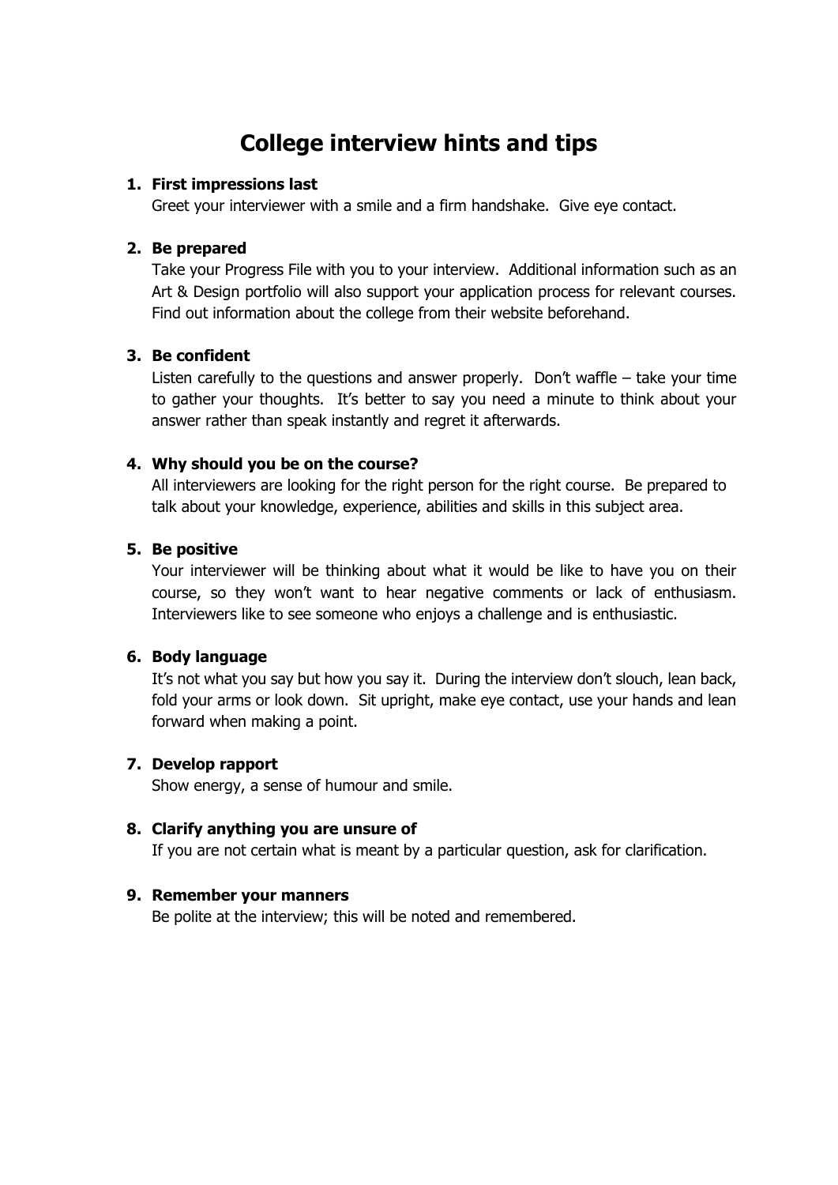# College interview hints and tips

1. **First impressions last**
   Greet your interviewer with a smile and a firm handshake.  Give eye contact.

2. **Be prepared**
   Take your Progress File with you to your interview.  Additional information such as an Art & Design portfolio will also support your application process for relevant courses. Find out information about the college from their website beforehand.

3. **Be confident**
   Listen carefully to the questions and answer properly.  Don't waffle – take your time to gather your thoughts.  It's better to say you need a minute to think about your answer rather than speak instantly and regret it afterwards.

4. **Why should you be on the course?**
   All interviewers are looking for the right person for the right course.  Be prepared to talk about your knowledge, experience, abilities and skills in this subject area.

5. **Be positive**
   Your interviewer will be thinking about what it would be like to have you on their course, so they won't want to hear negative comments or lack of enthusiasm. Interviewers like to see someone who enjoys a challenge and is enthusiastic.

6. **Body language**
   It's not what you say but how you say it.  During the interview don't slouch, lean back, fold your arms or look down.  Sit upright, make eye contact, use your hands and lean forward when making a point.

7. **Develop rapport**
   Show energy, a sense of humour and smile.

8. **Clarify anything you are unsure of**
   If you are not certain what is meant by a particular question, ask for clarification.

9. **Remember your manners**
   Be polite at the interview; this will be noted and remembered.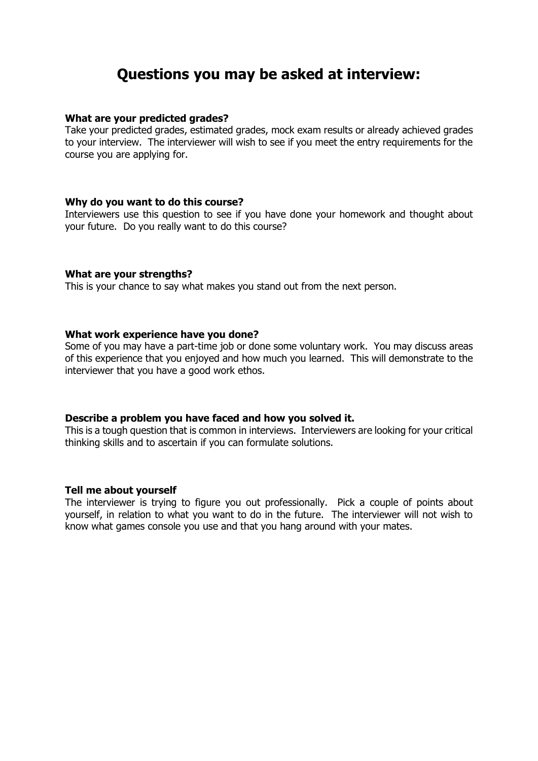# Questions you may be asked at interview:

**What are your predicted grades?**
Take your predicted grades, estimated grades, mock exam results or already achieved grades to your interview. The interviewer will wish to see if you meet the entry requirements for the course you are applying for.

**Why do you want to do this course?**
Interviewers use this question to see if you have done your homework and thought about your future. Do you really want to do this course?

**What are your strengths?**
This is your chance to say what makes you stand out from the next person.

**What work experience have you done?**
Some of you may have a part-time job or done some voluntary work. You may discuss areas of this experience that you enjoyed and how much you learned. This will demonstrate to the interviewer that you have a good work ethos.

**Describe a problem you have faced and how you solved it.**
This is a tough question that is common in interviews. Interviewers are looking for your critical thinking skills and to ascertain if you can formulate solutions.

**Tell me about yourself**
The interviewer is trying to figure you out professionally. Pick a couple of points about yourself, in relation to what you want to do in the future. The interviewer will not wish to know what games console you use and that you hang around with your mates.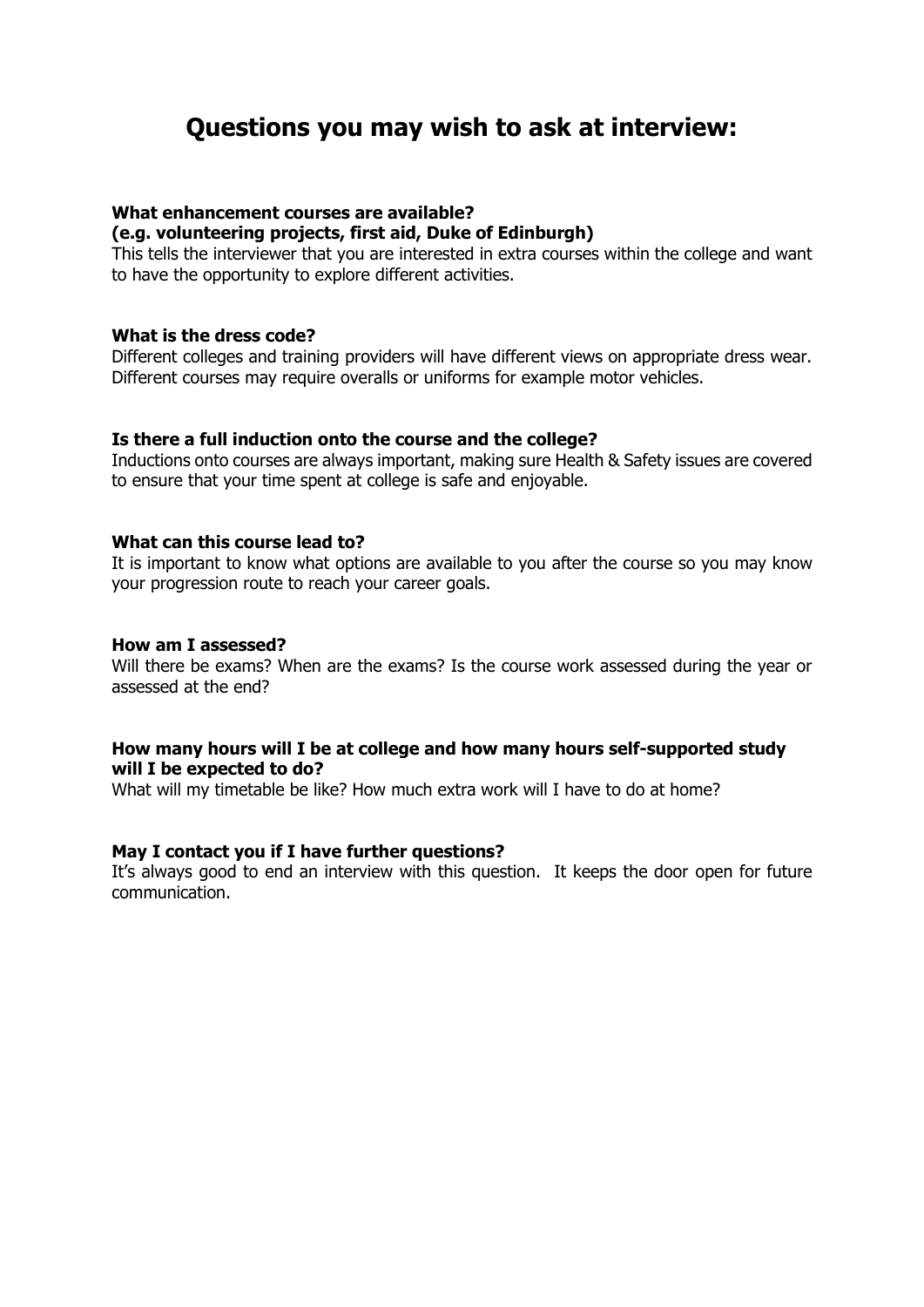# Questions you may wish to ask at interview:

**What enhancement courses are available?**
**(e.g. volunteering projects, first aid, Duke of Edinburgh)**
This tells the interviewer that you are interested in extra courses within the college and want to have the opportunity to explore different activities.

**What is the dress code?**
Different colleges and training providers will have different views on appropriate dress wear. Different courses may require overalls or uniforms for example motor vehicles.

**Is there a full induction onto the course and the college?**
Inductions onto courses are always important, making sure Health & Safety issues are covered to ensure that your time spent at college is safe and enjoyable.

**What can this course lead to?**
It is important to know what options are available to you after the course so you may know your progression route to reach your career goals.

**How am I assessed?**
Will there be exams? When are the exams? Is the course work assessed during the year or assessed at the end?

**How many hours will I be at college and how many hours self-supported study will I be expected to do?**
What will my timetable be like? How much extra work will I have to do at home?

**May I contact you if I have further questions?**
It's always good to end an interview with this question. It keeps the door open for future communication.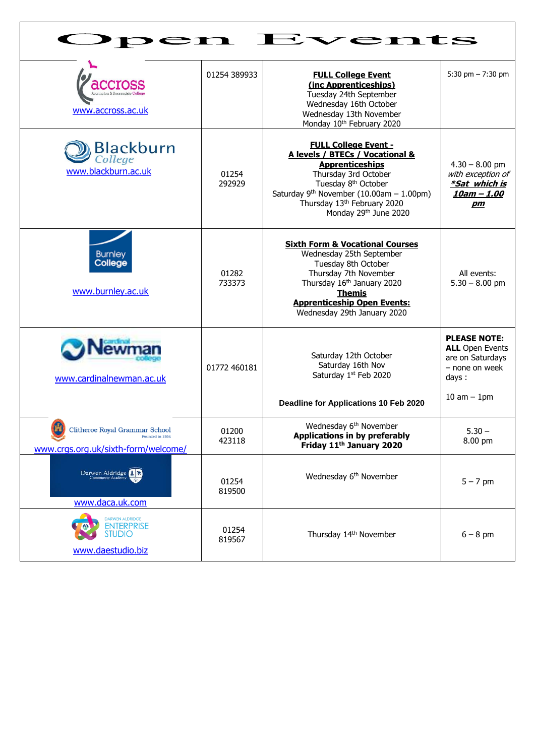# Open Events

| | | | |
|---|---|---|---|
| Accross (Accrington & Rossendale College) www.accross.ac.uk | 01254 389933 | **FULL College Event (inc Apprenticeships)** Tuesday 24th September Wednesday 16th October Wednesday 13th November Monday 10th February 2020 | 5:30 pm – 7:30 pm |
| Blackburn College www.blackburn.ac.uk | 01254 292929 | **FULL College Event - A levels / BTECs / Vocational & Apprenticeships** Thursday 3rd October Tuesday 8th October Saturday 9th November (10.00am – 1.00pm) Thursday 13th February 2020 Monday 29th June 2020 | 4.30 – 8.00 pm *with exception of* ***\*Sat which is 10am – 1.00 pm*** |
| Burnley College www.burnley.ac.uk | 01282 733373 | **Sixth Form & Vocational Courses** Wednesday 25th September Tuesday 8th October Thursday 7th November Thursday 16th January 2020 **Themis Apprenticeship Open Events:** Wednesday 29th January 2020 | All events: 5.30 – 8.00 pm |
| Cardinal Newman College www.cardinalnewman.ac.uk | 01772 460181 | Saturday 12th October Saturday 16th Nov Saturday 1st Feb 2020 **Deadline for Applications 10 Feb 2020** | **PLEASE NOTE: ALL** Open Events are on Saturdays – none on week days : 10 am – 1pm |
| Clitheroe Royal Grammar School (Founded in 1554) www.crgs.org.uk/sixth-form/welcome/ | 01200 423118 | Wednesday 6th November **Applications in by preferably Friday 11th January 2020** | 5.30 – 8.00 pm |
| Darwen Aldridge Community Academy www.daca.uk.com | 01254 819500 | Wednesday 6th November | 5 – 7 pm |
| Darwen Aldridge Enterprise Studio www.daestudio.biz | 01254 819567 | Thursday 14th November | 6 – 8 pm |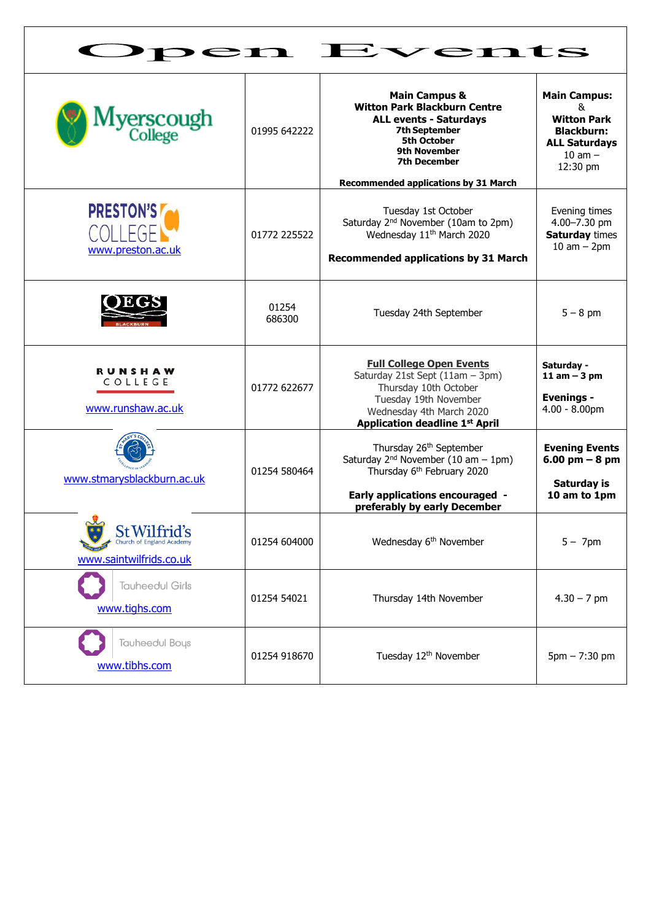# Open Events

| | | | |
|---|---|---|---|
| Myerscough College | 01995 642222 | **Main Campus & Witton Park Blackburn Centre ALL events - Saturdays** **7th September** **5th October** **9th November** **7th December** **Recommended applications by 31 March** | **Main Campus:** & **Witton Park Blackburn: ALL Saturdays** 10 am – 12:30 pm |
| PRESTON'S COLLEGE www.preston.ac.uk | 01772 225522 | Tuesday 1st October Saturday 2nd November (10am to 2pm) Wednesday 11th March 2020 **Recommended applications by 31 March** | Evening times 4.00–7.30 pm **Saturday** times 10 am – 2pm |
| QEGS BLACKBURN | 01254 686300 | Tuesday 24th September | 5 – 8 pm |
| RUNSHAW COLLEGE www.runshaw.ac.uk | 01772 622677 | **Full College Open Events** Saturday 21st Sept (11am – 3pm) Thursday 10th October Tuesday 19th November Wednesday 4th March 2020 **Application deadline 1st April** | **Saturday - 11 am – 3 pm** **Evenings -** 4.00 - 8.00pm |
| St Mary's College www.stmarysblackburn.ac.uk | 01254 580464 | Thursday 26th September Saturday 2nd November (10 am – 1pm) Thursday 6th February 2020 **Early applications encouraged - preferably by early December** | **Evening Events 6.00 pm – 8 pm** **Saturday is 10 am to 1pm** |
| St Wilfrid's Church of England Academy www.saintwilfrids.co.uk | 01254 604000 | Wednesday 6th November | 5 – 7pm |
| Tauheedul Girls www.tighs.com | 01254 54021 | Thursday 14th November | 4.30 – 7 pm |
| Tauheedul Boys www.tibhs.com | 01254 918670 | Tuesday 12th November | 5pm – 7:30 pm |